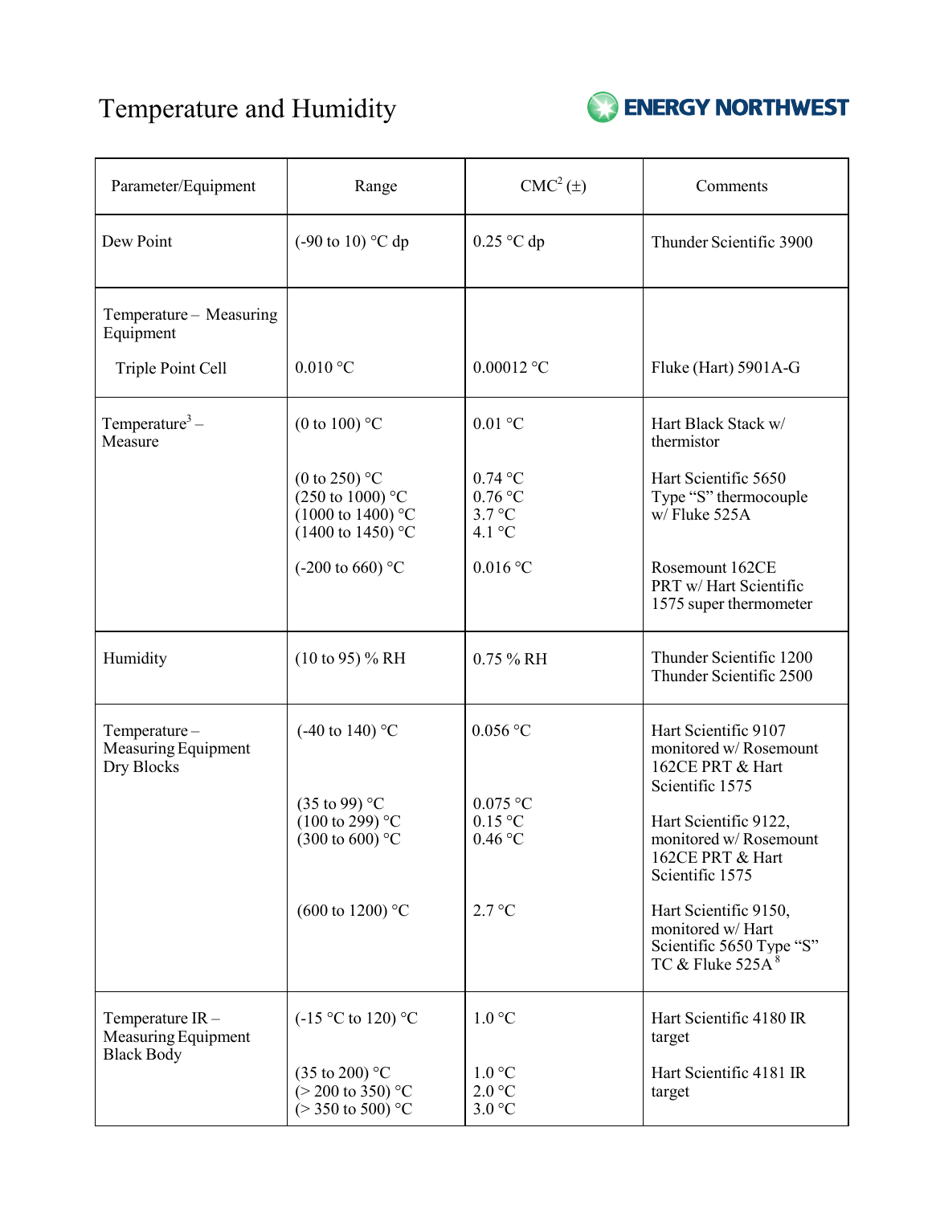# Temperature and Humidity

ENERGY NORTHWEST

| Parameter/Equipment | Range | CMC[2] (±) | Comments |
|---|---|---|---|
| Dew Point | (-90 to 10) °C dp | 0.25 °C dp | Thunder Scientific 3900 |
| Temperature – Measuring Equipment | | | |
| Triple Point Cell | 0.010 °C | 0.00012 °C | Fluke (Hart) 5901A-G |
| Temperature[3] – Measure | (0 to 100) °C | 0.01 °C | Hart Black Stack w/ thermistor |
| | (0 to 250) °C<br>(250 to 1000) °C<br>(1000 to 1400) °C<br>(1400 to 1450) °C | 0.74 °C<br>0.76 °C<br>3.7 °C<br>4.1 °C | Hart Scientific 5650 Type "S" thermocouple w/ Fluke 525A |
| | (-200 to 660) °C | 0.016 °C | Rosemount 162CE PRT w/ Hart Scientific 1575 super thermometer |
| Humidity | (10 to 95) % RH | 0.75 % RH | Thunder Scientific 1200<br>Thunder Scientific 2500 |
| Temperature – Measuring Equipment Dry Blocks | (-40 to 140) °C | 0.056 °C | Hart Scientific 9107 monitored w/ Rosemount 162CE PRT & Hart Scientific 1575 |
| | (35 to 99) °C<br>(100 to 299) °C<br>(300 to 600) °C | 0.075 °C<br>0.15 °C<br>0.46 °C | Hart Scientific 9122, monitored w/ Rosemount 162CE PRT & Hart Scientific 1575 |
| | (600 to 1200) °C | 2.7 °C | Hart Scientific 9150, monitored w/ Hart Scientific 5650 Type "S" TC & Fluke 525A[8] |
| Temperature IR – Measuring Equipment Black Body | (-15 °C to 120) °C | 1.0 °C | Hart Scientific 4180 IR target |
| | (35 to 200) °C<br>(> 200 to 350) °C<br>(> 350 to 500) °C | 1.0 °C<br>2.0 °C<br>3.0 °C | Hart Scientific 4181 IR target |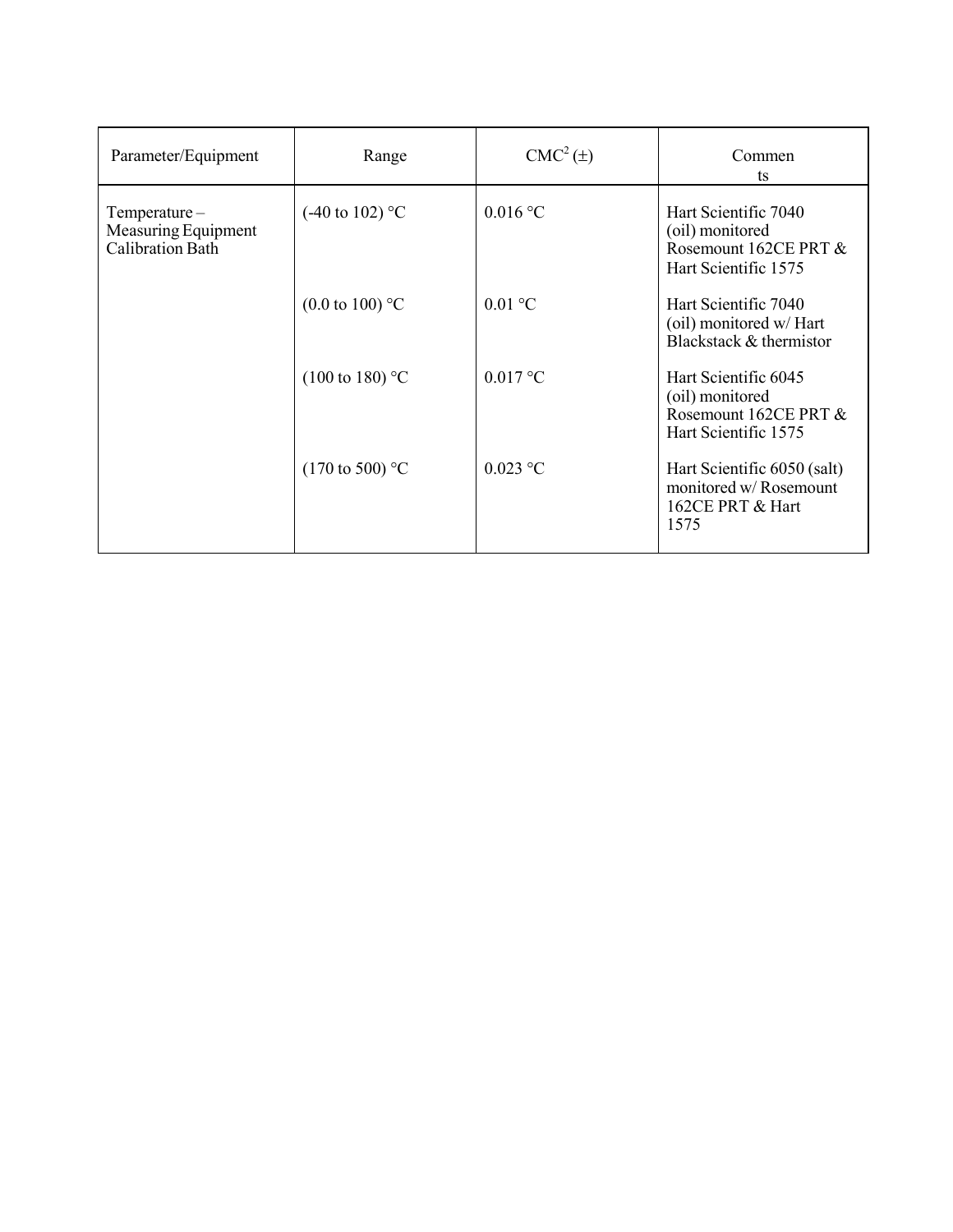| Parameter/Equipment | Range | CMC[2] (±) | Comments |
|---|---|---|---|
| Temperature – Measuring Equipment Calibration Bath | (-40 to 102) °C | 0.016 °C | Hart Scientific 7040 (oil) monitored Rosemount 162CE PRT & Hart Scientific 1575 |
| | (0.0 to 100) °C | 0.01 °C | Hart Scientific 7040 (oil) monitored w/ Hart Blackstack & thermistor |
| | (100 to 180) °C | 0.017 °C | Hart Scientific 6045 (oil) monitored Rosemount 162CE PRT & Hart Scientific 1575 |
| | (170 to 500) °C | 0.023 °C | Hart Scientific 6050 (salt) monitored w/ Rosemount 162CE PRT & Hart 1575 |